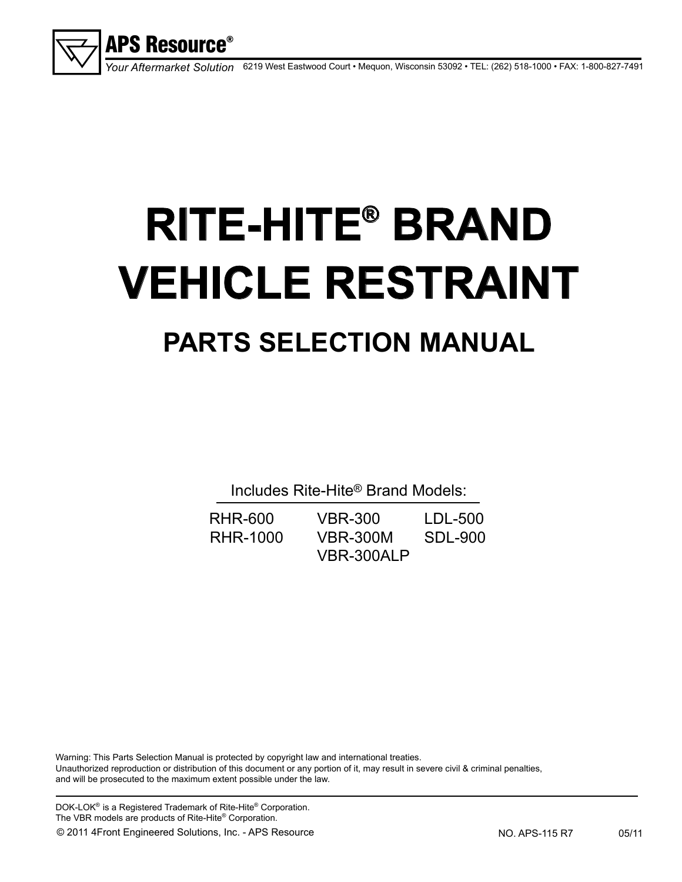**APS Resource®**

*Your Aftermarket Solution* 6219 West Eastwood Court • Mequon, Wisconsin 53092 • TEL: (262) 518-1000 • FAX: 1-800-827-7491

# RITE-HITE® BRAND VEHICLE RESTRAINT

## PARTS SELECTION MANUAL

Includes Rite-Hite® Brand Models:

| | | |
|---|---|---|
| RHR-600 | VBR-300 | LDL-500 |
| RHR-1000 | VBR-300M | SDL-900 |
| | VBR-300ALP | |

Warning: This Parts Selection Manual is protected by copyright law and international treaties.
Unauthorized reproduction or distribution of this document or any portion of it, may result in severe civil & criminal penalties, and will be prosecuted to the maximum extent possible under the law.

DOK-LOK® is a Registered Trademark of Rite-Hite® Corporation.
The VBR models are products of Rite-Hite® Corporation.

© 2011 4Front Engineered Solutions, Inc. - APS Resource NO. APS-115 R7 05/11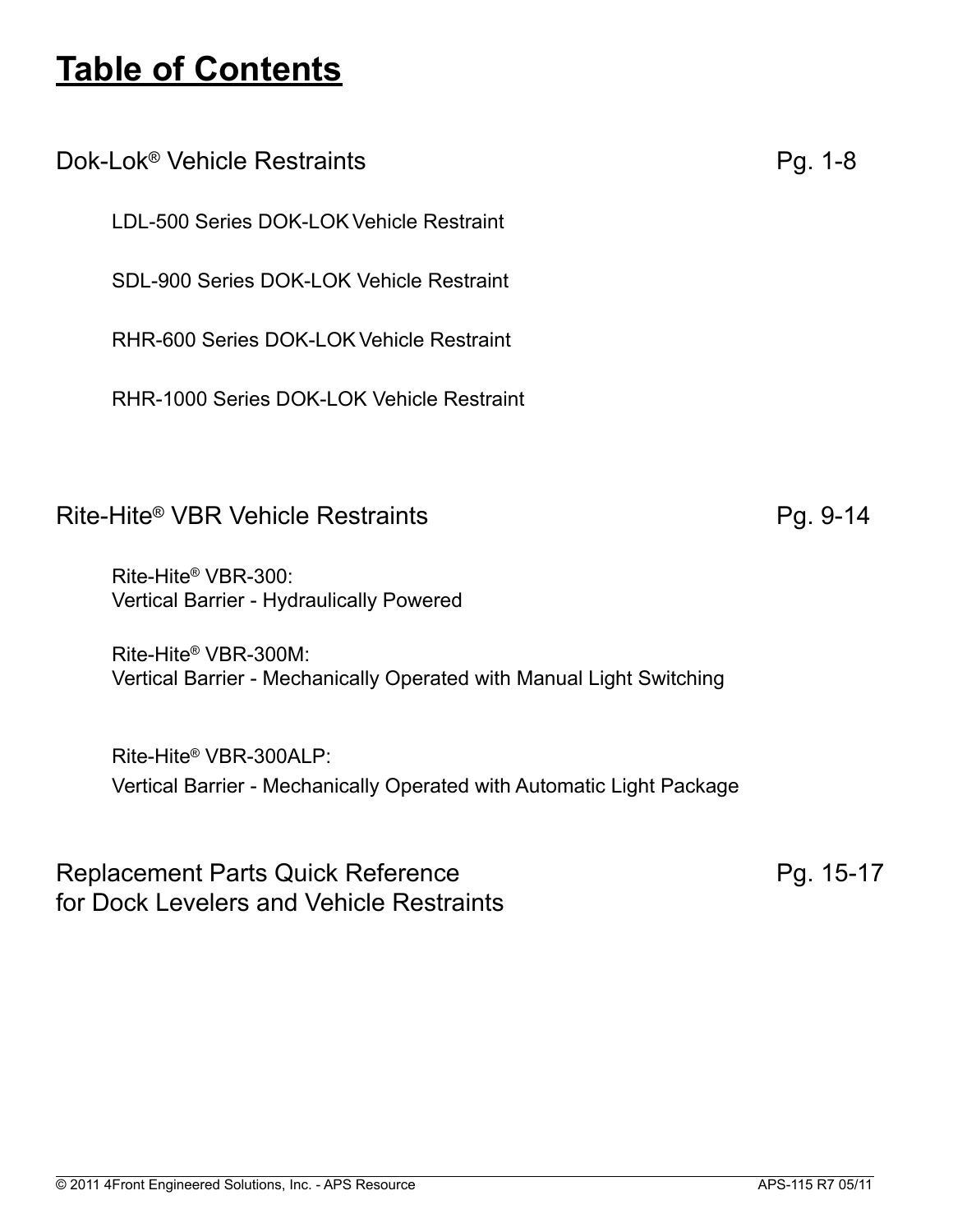# Table of Contents

Dok-Lok® Vehicle Restraints Pg. 1-8

- LDL-500 Series DOK-LOK Vehicle Restraint
- SDL-900 Series DOK-LOK Vehicle Restraint
- RHR-600 Series DOK-LOK Vehicle Restraint
- RHR-1000 Series DOK-LOK Vehicle Restraint

Rite-Hite® VBR Vehicle Restraints Pg. 9-14

- Rite-Hite® VBR-300:
  Vertical Barrier - Hydraulically Powered
- Rite-Hite® VBR-300M:
  Vertical Barrier - Mechanically Operated with Manual Light Switching
- Rite-Hite® VBR-300ALP:
  Vertical Barrier - Mechanically Operated with Automatic Light Package

Replacement Parts Quick Reference for Dock Levelers and Vehicle Restraints Pg. 15-17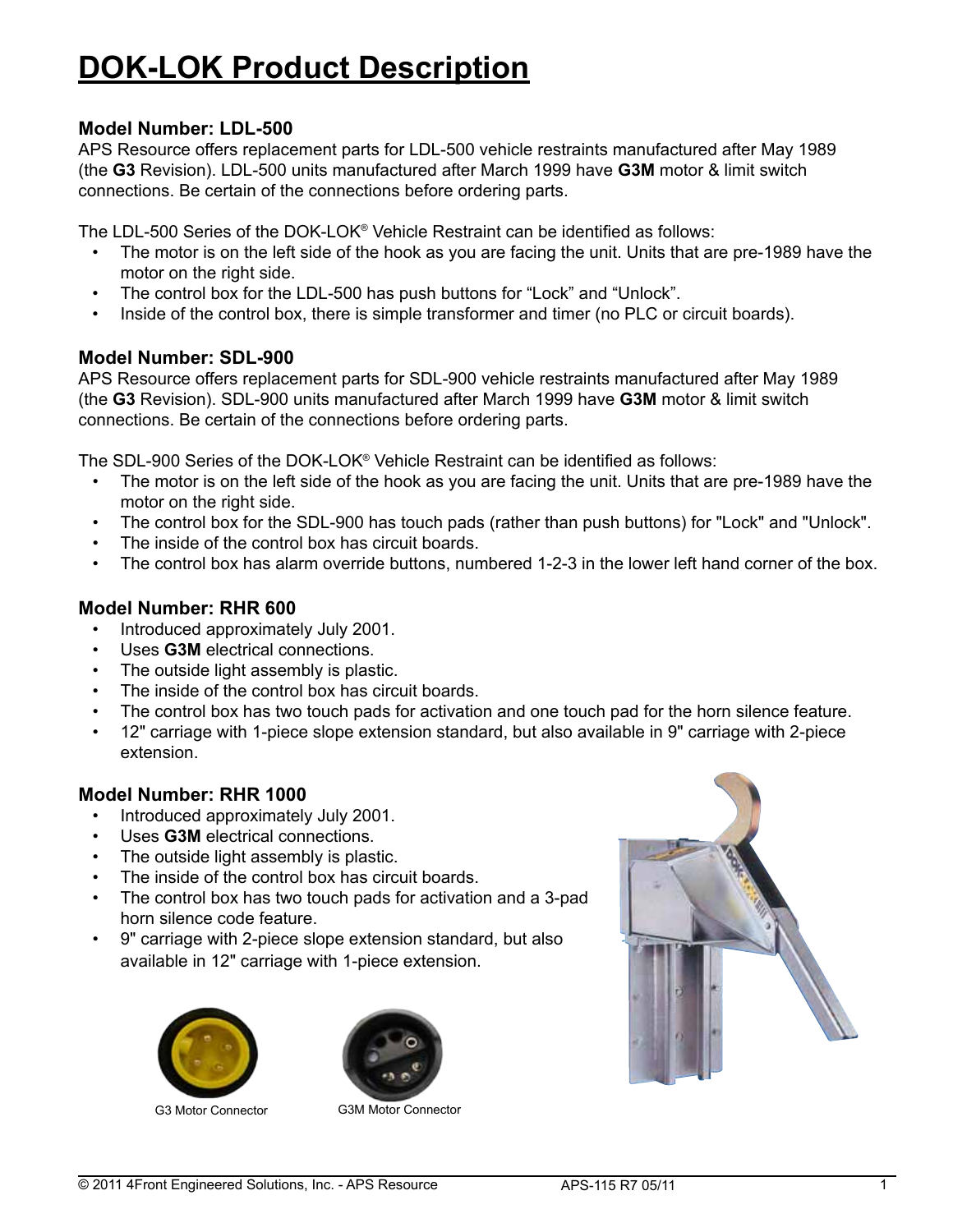# DOK-LOK Product Description

### Model Number: LDL-500

APS Resource offers replacement parts for LDL-500 vehicle restraints manufactured after May 1989 (the **G3** Revision). LDL-500 units manufactured after March 1999 have **G3M** motor & limit switch connections. Be certain of the connections before ordering parts.

The LDL-500 Series of the DOK-LOK® Vehicle Restraint can be identified as follows:

- The motor is on the left side of the hook as you are facing the unit. Units that are pre-1989 have the motor on the right side.
- The control box for the LDL-500 has push buttons for "Lock" and "Unlock".
- Inside of the control box, there is simple transformer and timer (no PLC or circuit boards).

### Model Number: SDL-900

APS Resource offers replacement parts for SDL-900 vehicle restraints manufactured after May 1989 (the **G3** Revision). SDL-900 units manufactured after March 1999 have **G3M** motor & limit switch connections. Be certain of the connections before ordering parts.

The SDL-900 Series of the DOK-LOK® Vehicle Restraint can be identified as follows:

- The motor is on the left side of the hook as you are facing the unit. Units that are pre-1989 have the motor on the right side.
- The control box for the SDL-900 has touch pads (rather than push buttons) for "Lock" and "Unlock".
- The inside of the control box has circuit boards.
- The control box has alarm override buttons, numbered 1-2-3 in the lower left hand corner of the box.

### Model Number: RHR 600

- Introduced approximately July 2001.
- Uses **G3M** electrical connections.
- The outside light assembly is plastic.
- The inside of the control box has circuit boards.
- The control box has two touch pads for activation and one touch pad for the horn silence feature.
- 12" carriage with 1-piece slope extension standard, but also available in 9" carriage with 2-piece extension.

### Model Number: RHR 1000

- Introduced approximately July 2001.
- Uses **G3M** electrical connections.
- The outside light assembly is plastic.
- The inside of the control box has circuit boards.
- The control box has two touch pads for activation and a 3-pad horn silence code feature.
- 9" carriage with 2-piece slope extension standard, but also available in 12" carriage with 1-piece extension.

G3 Motor Connector

G3M Motor Connector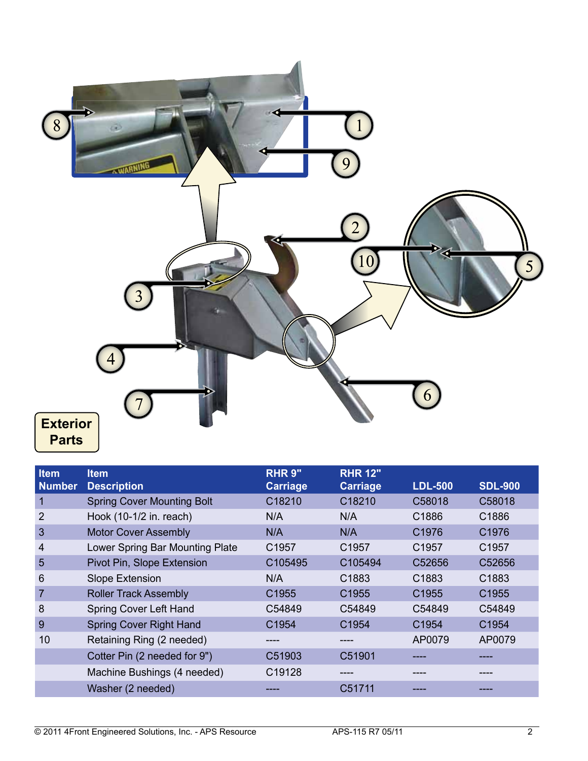Exterior Parts

| Item Number | Item Description | RHR 9" Carriage | RHR 12" Carriage | LDL-500 | SDL-900 |
|---|---|---|---|---|---|
| 1 | Spring Cover Mounting Bolt | C18210 | C18210 | C58018 | C58018 |
| 2 | Hook (10-1/2 in. reach) | N/A | N/A | C1886 | C1886 |
| 3 | Motor Cover Assembly | N/A | N/A | C1976 | C1976 |
| 4 | Lower Spring Bar Mounting Plate | C1957 | C1957 | C1957 | C1957 |
| 5 | Pivot Pin, Slope Extension | C105495 | C105494 | C52656 | C52656 |
| 6 | Slope Extension | N/A | C1883 | C1883 | C1883 |
| 7 | Roller Track Assembly | C1955 | C1955 | C1955 | C1955 |
| 8 | Spring Cover Left Hand | C54849 | C54849 | C54849 | C54849 |
| 9 | Spring Cover Right Hand | C1954 | C1954 | C1954 | C1954 |
| 10 | Retaining Ring (2 needed) | ---- | ---- | AP0079 | AP0079 |
| | Cotter Pin (2 needed for 9") | C51903 | C51901 | ---- | ---- |
| | Machine Bushings (4 needed) | C19128 | ---- | ---- | ---- |
| | Washer (2 needed) | ---- | C51711 | ---- | ---- |

© 2011 4Front Engineered Solutions, Inc. - APS Resource APS-115 R7 05/11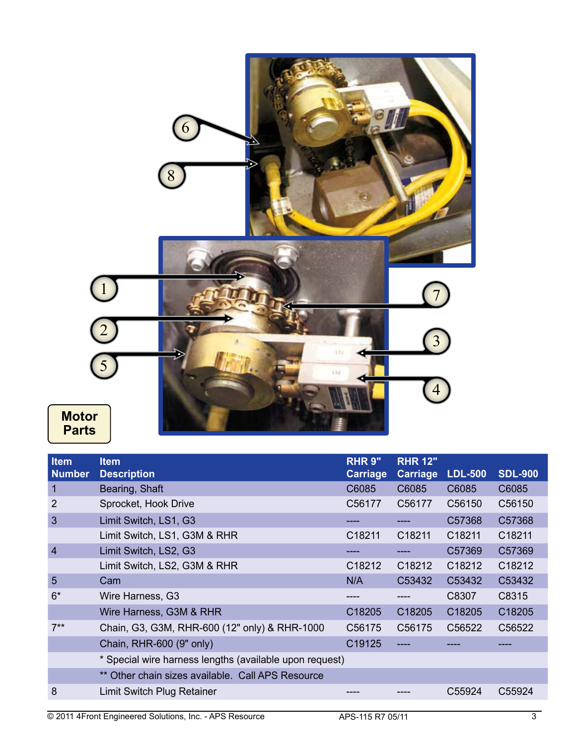**Motor Parts**

| Item Number | Item Description | RHR 9" Carriage | RHR 12" Carriage | LDL-500 | SDL-900 |
|---|---|---|---|---|---|
| 1 | Bearing, Shaft | C6085 | C6085 | C6085 | C6085 |
| 2 | Sprocket, Hook Drive | C56177 | C56177 | C56150 | C56150 |
| 3 | Limit Switch, LS1, G3 | ---- | ---- | C57368 | C57368 |
| | Limit Switch, LS1, G3M & RHR | C18211 | C18211 | C18211 | C18211 |
| 4 | Limit Switch, LS2, G3 | ---- | ---- | C57369 | C57369 |
| | Limit Switch, LS2, G3M & RHR | C18212 | C18212 | C18212 | C18212 |
| 5 | Cam | N/A | C53432 | C53432 | C53432 |
| 6* | Wire Harness, G3 | ---- | ---- | C8307 | C8315 |
| | Wire Harness, G3M & RHR | C18205 | C18205 | C18205 | C18205 |
| 7** | Chain, G3, G3M, RHR-600 (12" only) & RHR-1000 | C56175 | C56175 | C56522 | C56522 |
| | Chain, RHR-600 (9" only) | C19125 | ---- | ---- | ---- |
| | * Special wire harness lengths (available upon request) | | | | |
| | ** Other chain sizes available. Call APS Resource | | | | |
| 8 | Limit Switch Plug Retainer | ---- | ---- | C55924 | C55924 |

© 2011 4Front Engineered Solutions, Inc. - APS Resource APS-115 R7 05/11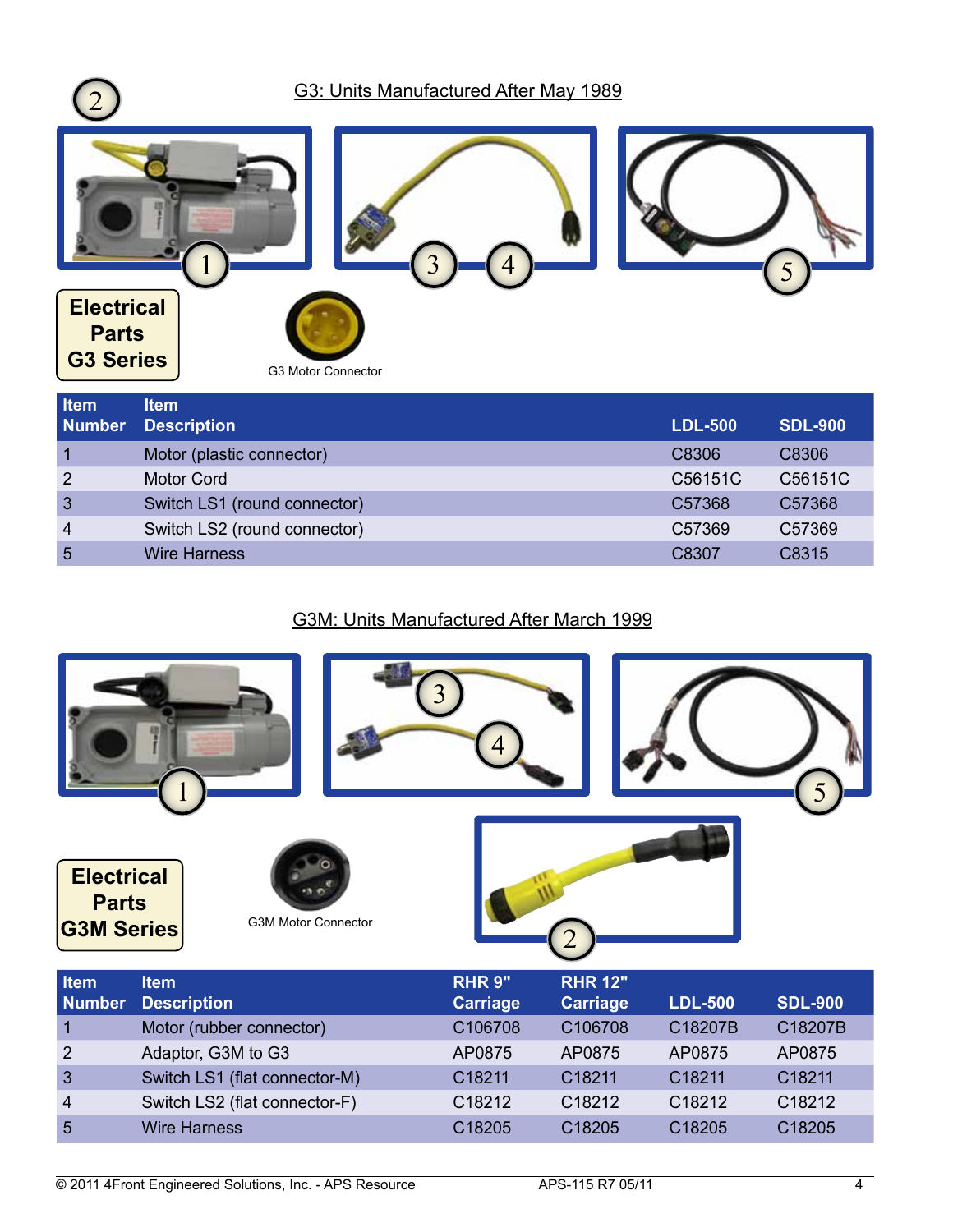## G3: Units Manufactured After May 1989

**Electrical Parts G3 Series**

G3 Motor Connector

| Item Number | Item Description | LDL-500 | SDL-900 |
|---|---|---|---|
| 1 | Motor (plastic connector) | C8306 | C8306 |
| 2 | Motor Cord | C56151C | C56151C |
| 3 | Switch LS1 (round connector) | C57368 | C57368 |
| 4 | Switch LS2 (round connector) | C57369 | C57369 |
| 5 | Wire Harness | C8307 | C8315 |

## G3M: Units Manufactured After March 1999

**Electrical Parts G3M Series**

G3M Motor Connector

| Item Number | Item Description | RHR 9" Carriage | RHR 12" Carriage | LDL-500 | SDL-900 |
|---|---|---|---|---|---|
| 1 | Motor (rubber connector) | C106708 | C106708 | C18207B | C18207B |
| 2 | Adaptor, G3M to G3 | AP0875 | AP0875 | AP0875 | AP0875 |
| 3 | Switch LS1 (flat connector-M) | C18211 | C18211 | C18211 | C18211 |
| 4 | Switch LS2 (flat connector-F) | C18212 | C18212 | C18212 | C18212 |
| 5 | Wire Harness | C18205 | C18205 | C18205 | C18205 |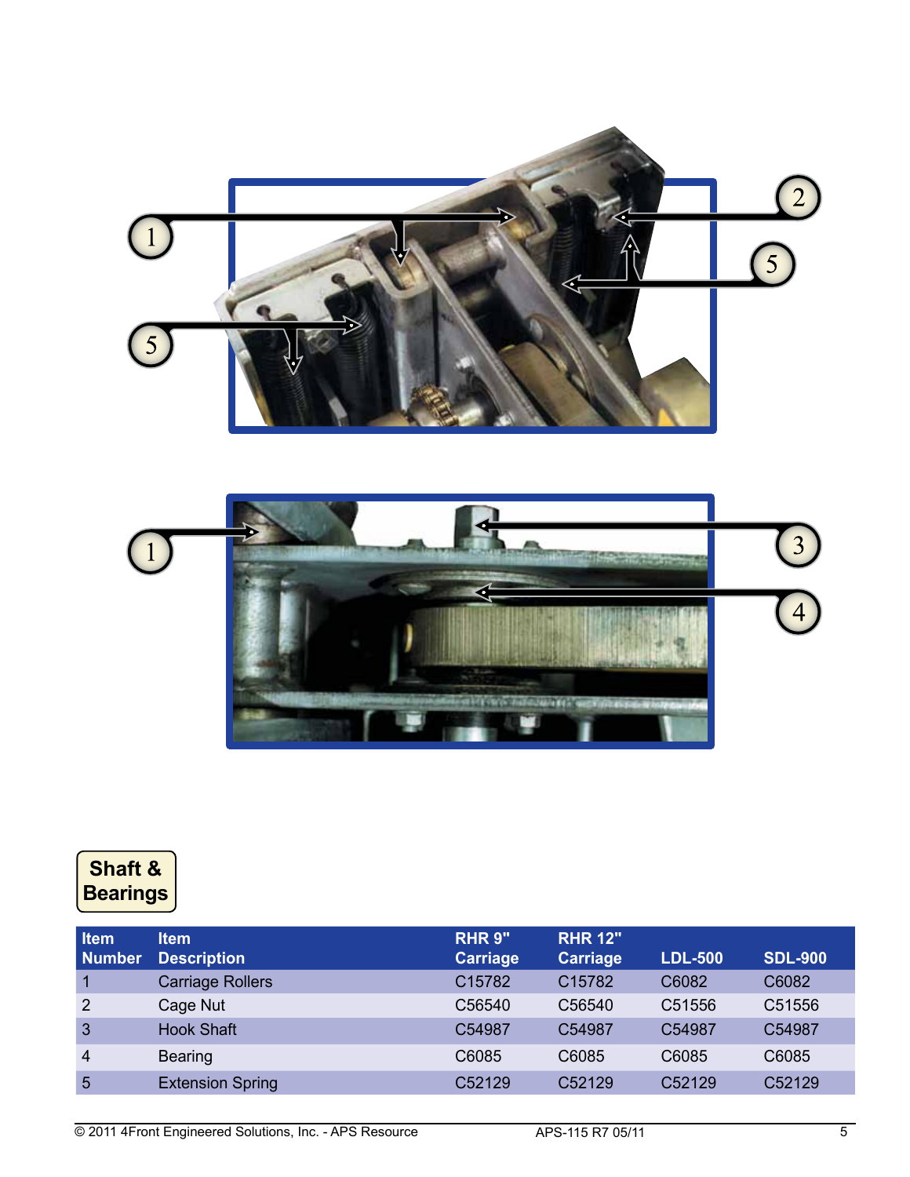## Shaft & Bearings

| Item Number | Item Description | RHR 9" Carriage | RHR 12" Carriage | LDL-500 | SDL-900 |
| --- | --- | --- | --- | --- | --- |
| 1 | Carriage Rollers | C15782 | C15782 | C6082 | C6082 |
| 2 | Cage Nut | C56540 | C56540 | C51556 | C51556 |
| 3 | Hook Shaft | C54987 | C54987 | C54987 | C54987 |
| 4 | Bearing | C6085 | C6085 | C6085 | C6085 |
| 5 | Extension Spring | C52129 | C52129 | C52129 | C52129 |

© 2011 4Front Engineered Solutions, Inc. - APS Resource APS-115 R7 05/11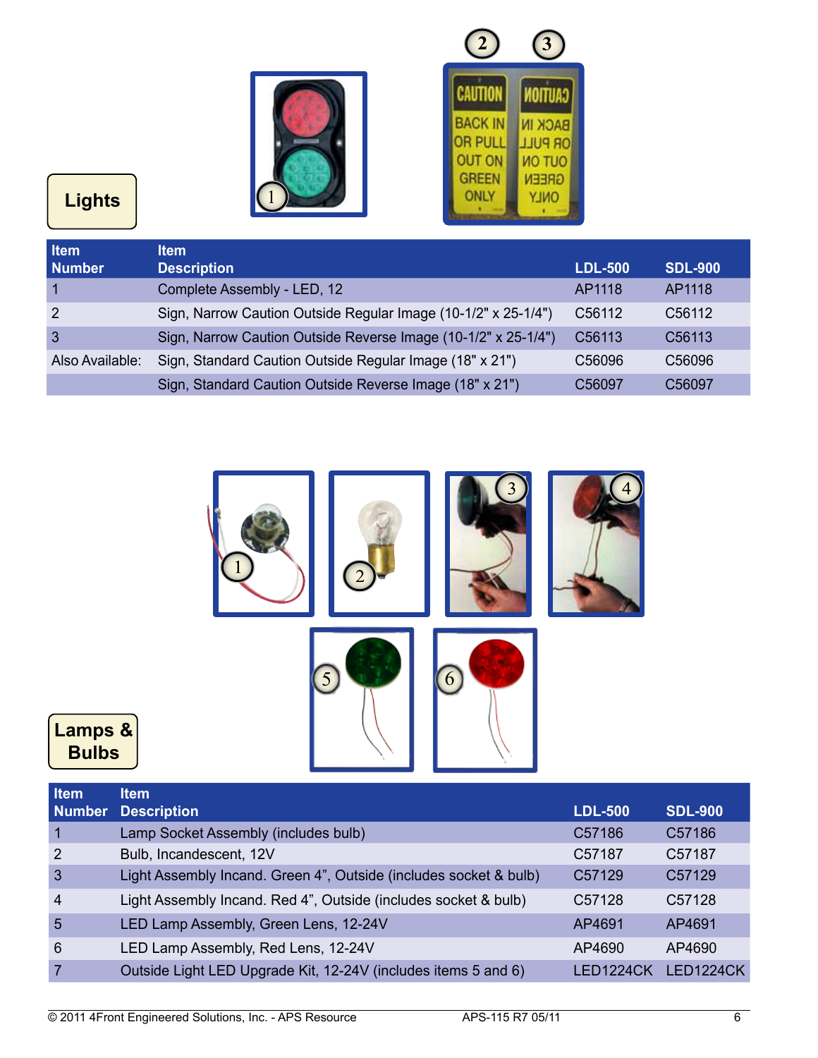## Lights

| Item Number | Item Description | LDL-500 | SDL-900 |
|---|---|---|---|
| 1 | Complete Assembly - LED, 12 | AP1118 | AP1118 |
| 2 | Sign, Narrow Caution Outside Regular Image (10-1/2" x 25-1/4") | C56112 | C56112 |
| 3 | Sign, Narrow Caution Outside Reverse Image (10-1/2" x 25-1/4") | C56113 | C56113 |
| Also Available: | Sign, Standard Caution Outside Regular Image (18" x 21") | C56096 | C56096 |
| | Sign, Standard Caution Outside Reverse Image (18" x 21") | C56097 | C56097 |

## Lamps & Bulbs

| Item Number | Item Description | LDL-500 | SDL-900 |
|---|---|---|---|
| 1 | Lamp Socket Assembly (includes bulb) | C57186 | C57186 |
| 2 | Bulb, Incandescent, 12V | C57187 | C57187 |
| 3 | Light Assembly Incand. Green 4", Outside (includes socket & bulb) | C57129 | C57129 |
| 4 | Light Assembly Incand. Red 4", Outside (includes socket & bulb) | C57128 | C57128 |
| 5 | LED Lamp Assembly, Green Lens, 12-24V | AP4691 | AP4691 |
| 6 | LED Lamp Assembly, Red Lens, 12-24V | AP4690 | AP4690 |
| 7 | Outside Light LED Upgrade Kit, 12-24V (includes items 5 and 6) | LED1224CK | LED1224CK |

© 2011 4Front Engineered Solutions, Inc. - APS Resource APS-115 R7 05/11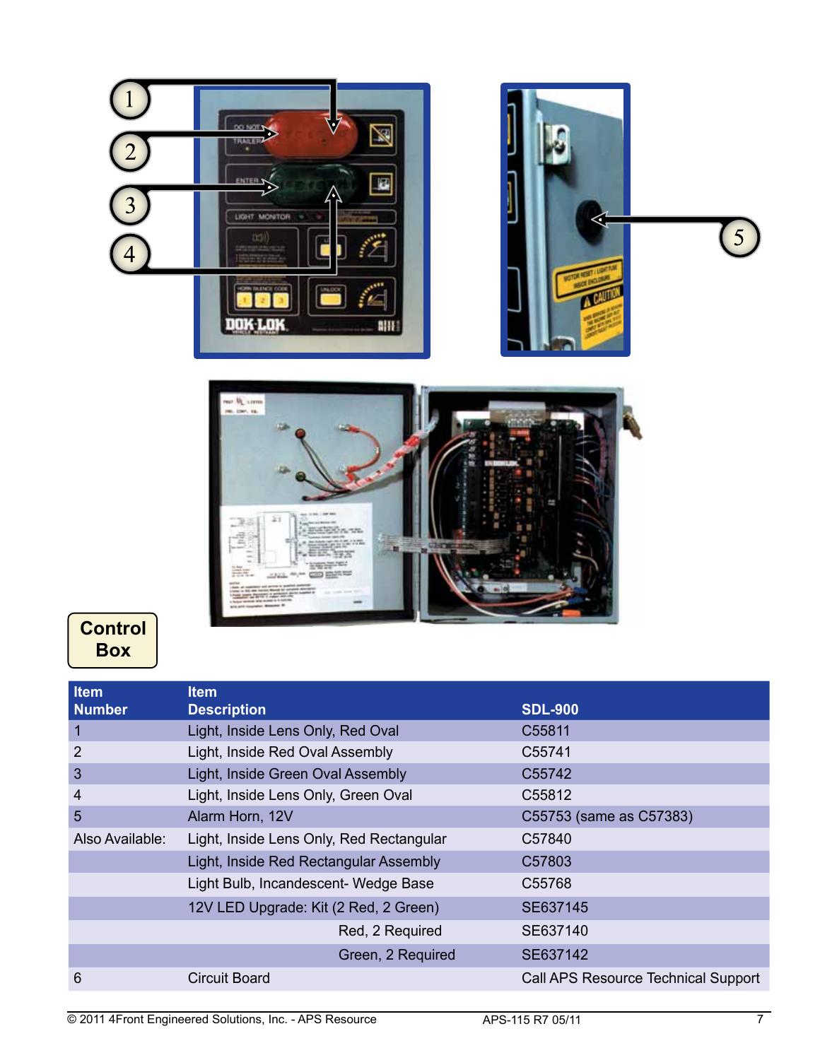**Control Box**

| Item Number | Item Description | SDL-900 |
|---|---|---|
| 1 | Light, Inside Lens Only, Red Oval | C55811 |
| 2 | Light, Inside Red Oval Assembly | C55741 |
| 3 | Light, Inside Green Oval Assembly | C55742 |
| 4 | Light, Inside Lens Only, Green Oval | C55812 |
| 5 | Alarm Horn, 12V | C55753 (same as C57383) |
| Also Available: | Light, Inside Lens Only, Red Rectangular | C57840 |
| | Light, Inside Red Rectangular Assembly | C57803 |
| | Light Bulb, Incandescent- Wedge Base | C55768 |
| | 12V LED Upgrade: Kit (2 Red, 2 Green) | SE637145 |
| | Red, 2 Required | SE637140 |
| | Green, 2 Required | SE637142 |
| 6 | Circuit Board | Call APS Resource Technical Support |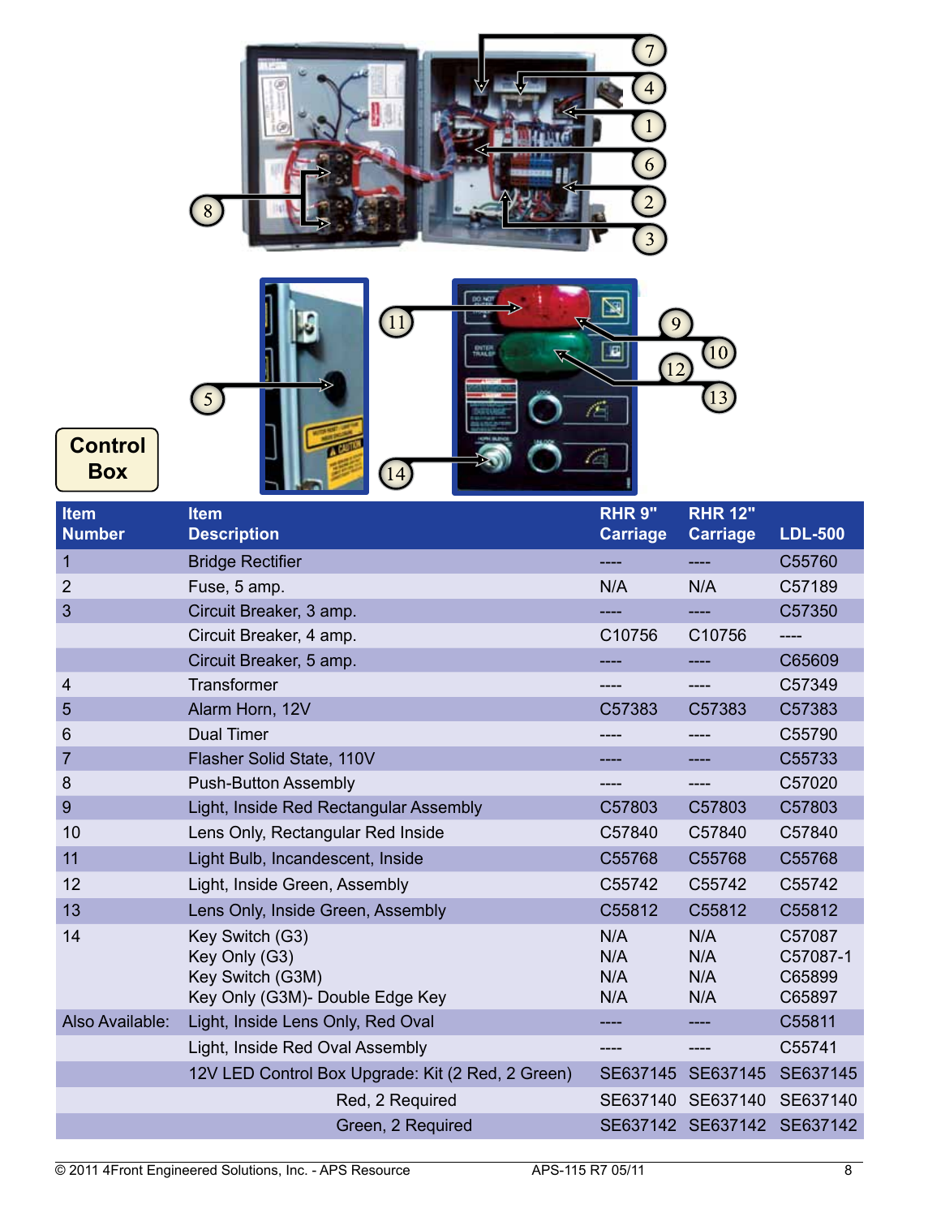## Control Box

| Item Number | Item Description | RHR 9" Carriage | RHR 12" Carriage | LDL-500 |
|---|---|---|---|---|
| 1 | Bridge Rectifier | ---- | ---- | C55760 |
| 2 | Fuse, 5 amp. | N/A | N/A | C57189 |
| 3 | Circuit Breaker, 3 amp. | ---- | ---- | C57350 |
| | Circuit Breaker, 4 amp. | C10756 | C10756 | ---- |
| | Circuit Breaker, 5 amp. | ---- | ---- | C65609 |
| 4 | Transformer | ---- | ---- | C57349 |
| 5 | Alarm Horn, 12V | C57383 | C57383 | C57383 |
| 6 | Dual Timer | ---- | ---- | C55790 |
| 7 | Flasher Solid State, 110V | ---- | ---- | C55733 |
| 8 | Push-Button Assembly | ---- | ---- | C57020 |
| 9 | Light, Inside Red Rectangular Assembly | C57803 | C57803 | C57803 |
| 10 | Lens Only, Rectangular Red Inside | C57840 | C57840 | C57840 |
| 11 | Light Bulb, Incandescent, Inside | C55768 | C55768 | C55768 |
| 12 | Light, Inside Green, Assembly | C55742 | C55742 | C55742 |
| 13 | Lens Only, Inside Green, Assembly | C55812 | C55812 | C55812 |
| 14 | Key Switch (G3)<br>Key Only (G3)<br>Key Switch (G3M)<br>Key Only (G3M)- Double Edge Key | N/A<br>N/A<br>N/A<br>N/A | N/A<br>N/A<br>N/A<br>N/A | C57087<br>C57087-1<br>C65899<br>C65897 |
| Also Available: | Light, Inside Lens Only, Red Oval | ---- | ---- | C55811 |
| | Light, Inside Red Oval Assembly | ---- | ---- | C55741 |
| | 12V LED Control Box Upgrade: Kit (2 Red, 2 Green) | SE637145 | SE637145 | SE637145 |
| | Red, 2 Required | SE637140 | SE637140 | SE637140 |
| | Green, 2 Required | SE637142 | SE637142 | SE637142 |

© 2011 4Front Engineered Solutions, Inc. - APS Resource APS-115 R7 05/11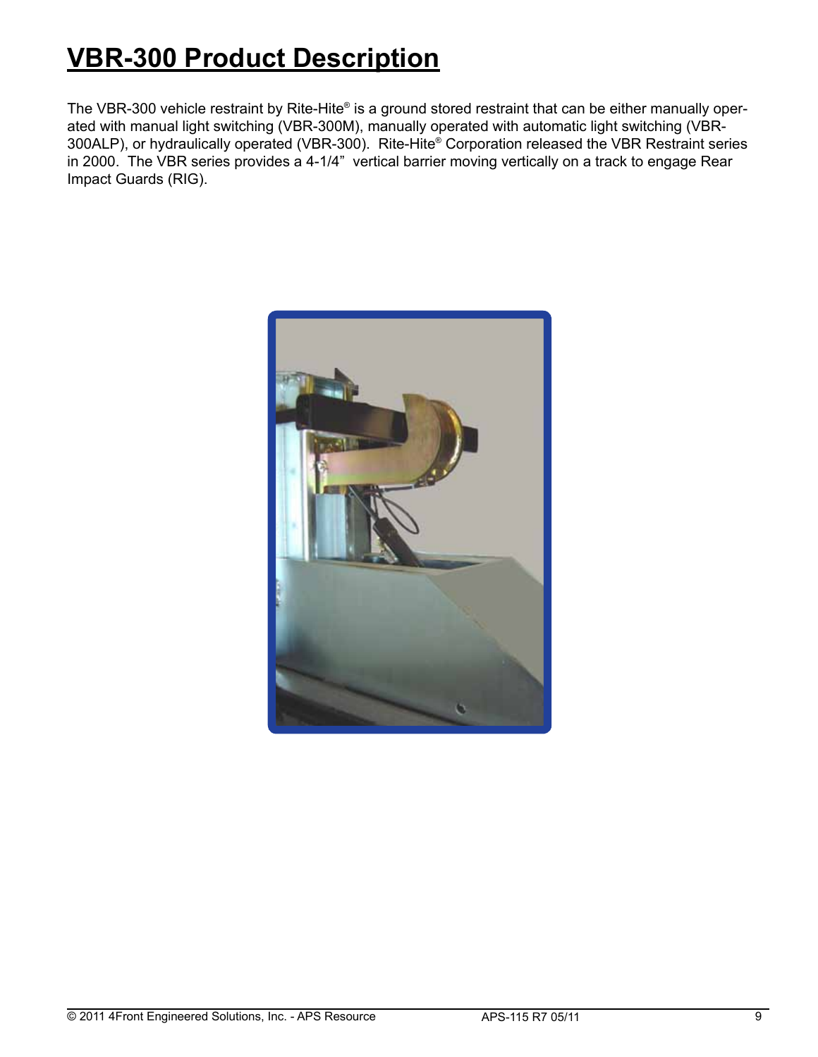# VBR-300 Product Description

The VBR-300 vehicle restraint by Rite-Hite® is a ground stored restraint that can be either manually operated with manual light switching (VBR-300M), manually operated with automatic light switching (VBR-300ALP), or hydraulically operated (VBR-300). Rite-Hite® Corporation released the VBR Restraint series in 2000. The VBR series provides a 4-1/4" vertical barrier moving vertically on a track to engage Rear Impact Guards (RIG).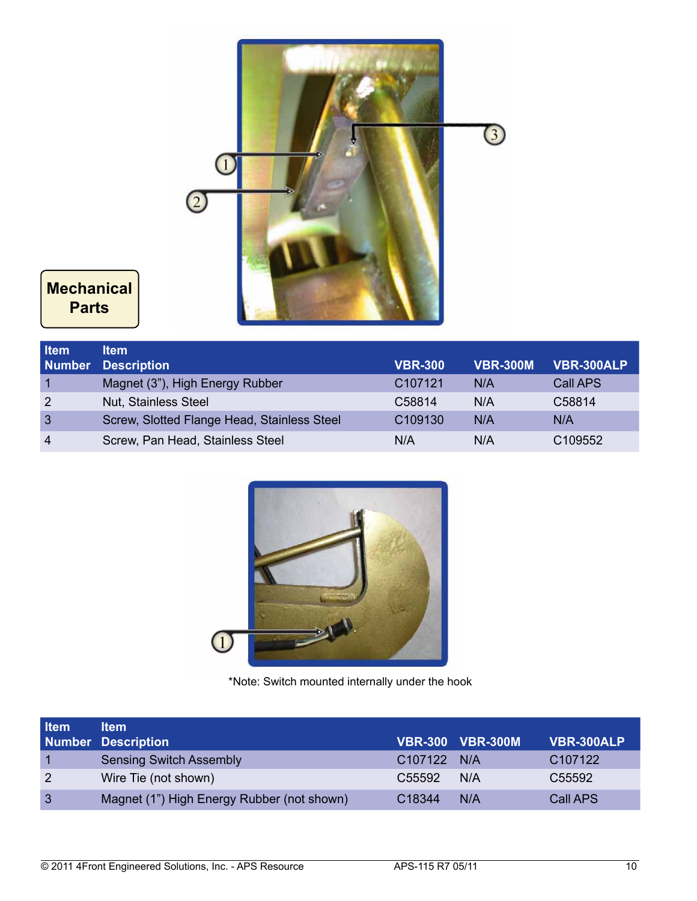## Mechanical Parts

| Item Number | Item Description | VBR-300 | VBR-300M | VBR-300ALP |
|---|---|---|---|---|
| 1 | Magnet (3"), High Energy Rubber | C107121 | N/A | Call APS |
| 2 | Nut, Stainless Steel | C58814 | N/A | C58814 |
| 3 | Screw, Slotted Flange Head, Stainless Steel | C109130 | N/A | N/A |
| 4 | Screw, Pan Head, Stainless Steel | N/A | N/A | C109552 |

*Note: Switch mounted internally under the hook

| Item Number | Item Description | VBR-300 | VBR-300M | VBR-300ALP |
|---|---|---|---|---|
| 1 | Sensing Switch Assembly | C107122 | N/A | C107122 |
| 2 | Wire Tie (not shown) | C55592 | N/A | C55592 |
| 3 | Magnet (1") High Energy Rubber (not shown) | C18344 | N/A | Call APS |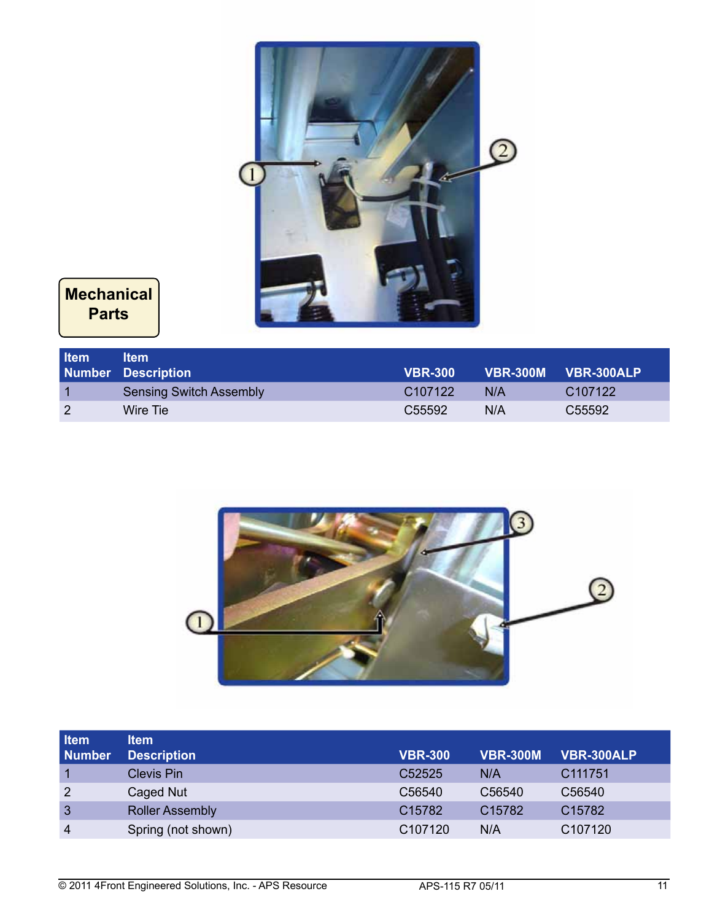## Mechanical Parts

| Item Number | Item Description | VBR-300 | VBR-300M | VBR-300ALP |
|---|---|---|---|---|
| 1 | Sensing Switch Assembly | C107122 | N/A | C107122 |
| 2 | Wire Tie | C55592 | N/A | C55592 |

| Item Number | Item Description | VBR-300 | VBR-300M | VBR-300ALP |
|---|---|---|---|---|
| 1 | Clevis Pin | C52525 | N/A | C111751 |
| 2 | Caged Nut | C56540 | C56540 | C56540 |
| 3 | Roller Assembly | C15782 | C15782 | C15782 |
| 4 | Spring (not shown) | C107120 | N/A | C107120 |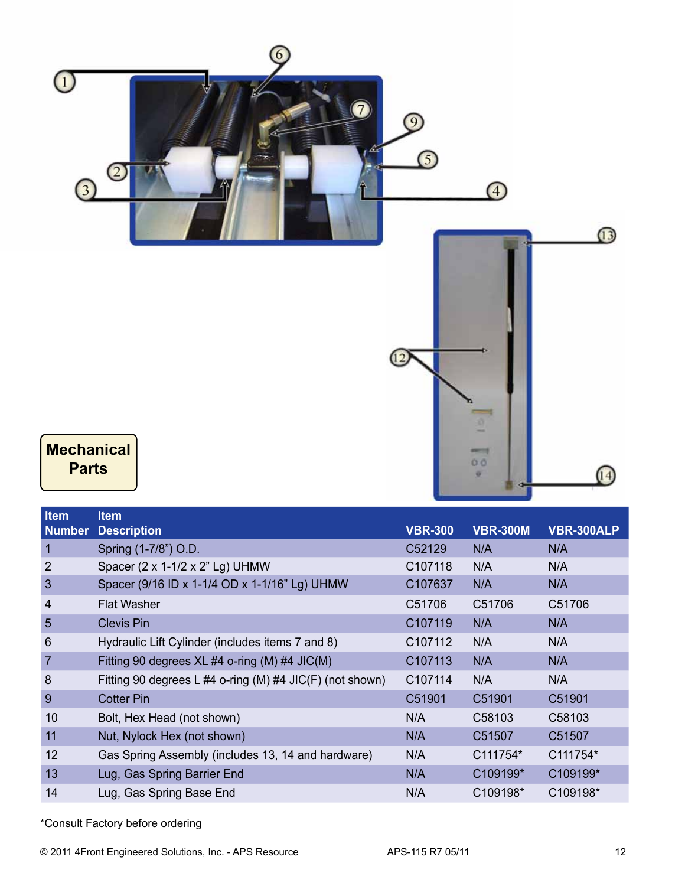## Mechanical Parts

| Item Number | Item Description | VBR-300 | VBR-300M | VBR-300ALP |
|---|---|---|---|---|
| 1 | Spring (1-7/8") O.D. | C52129 | N/A | N/A |
| 2 | Spacer (2 x 1-1/2 x 2" Lg) UHMW | C107118 | N/A | N/A |
| 3 | Spacer (9/16 ID x 1-1/4 OD x 1-1/16" Lg) UHMW | C107637 | N/A | N/A |
| 4 | Flat Washer | C51706 | C51706 | C51706 |
| 5 | Clevis Pin | C107119 | N/A | N/A |
| 6 | Hydraulic Lift Cylinder (includes items 7 and 8) | C107112 | N/A | N/A |
| 7 | Fitting 90 degrees XL #4 o-ring (M) #4 JIC(M) | C107113 | N/A | N/A |
| 8 | Fitting 90 degrees L #4 o-ring (M) #4 JIC(F) (not shown) | C107114 | N/A | N/A |
| 9 | Cotter Pin | C51901 | C51901 | C51901 |
| 10 | Bolt, Hex Head (not shown) | N/A | C58103 | C58103 |
| 11 | Nut, Nylock Hex (not shown) | N/A | C51507 | C51507 |
| 12 | Gas Spring Assembly (includes 13, 14 and hardware) | N/A | C111754* | C111754* |
| 13 | Lug, Gas Spring Barrier End | N/A | C109199* | C109199* |
| 14 | Lug, Gas Spring Base End | N/A | C109198* | C109198* |

*Consult Factory before ordering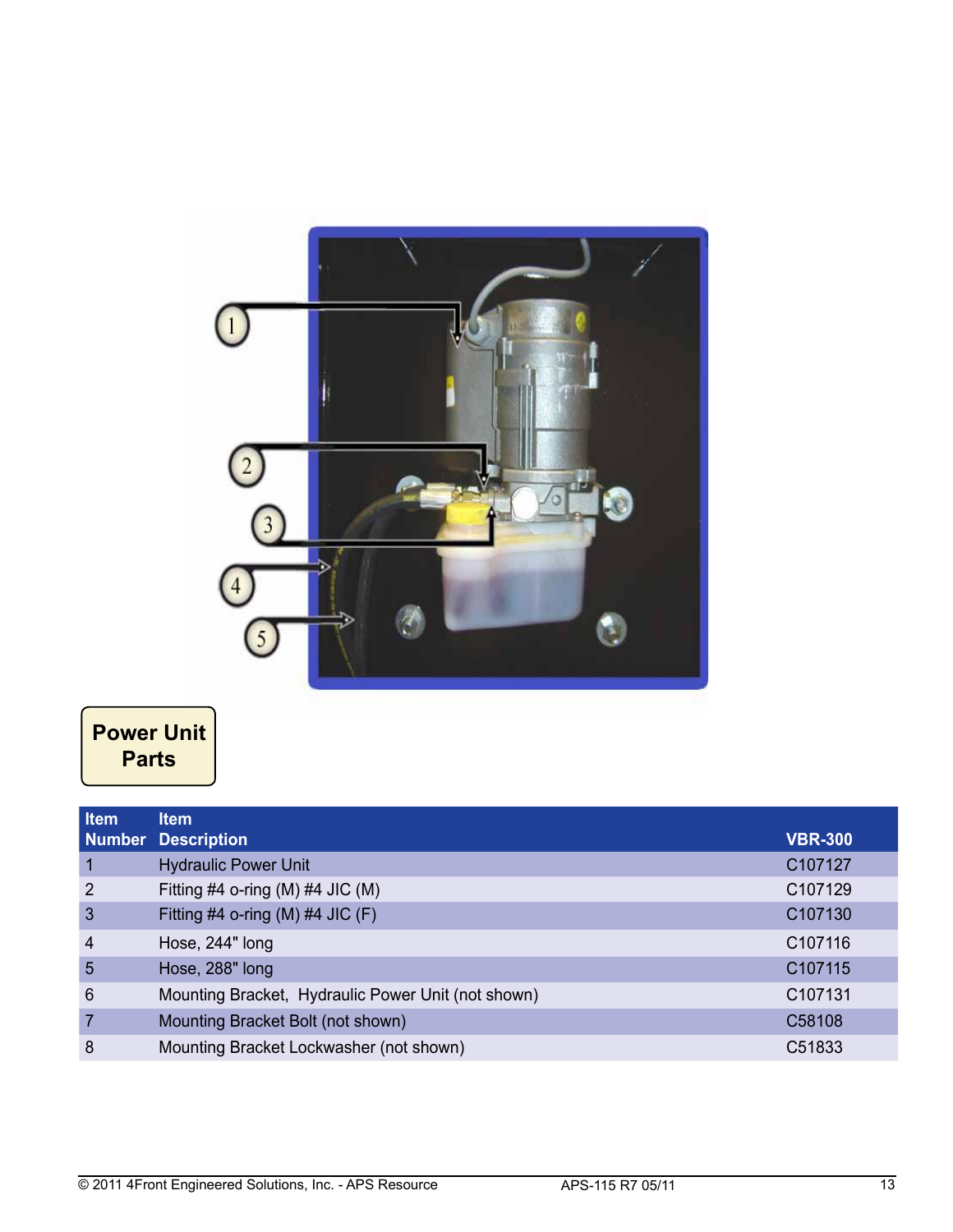## Power Unit Parts

| Item Number | Item Description | VBR-300 |
|---|---|---|
| 1 | Hydraulic Power Unit | C107127 |
| 2 | Fitting #4 o-ring (M) #4 JIC (M) | C107129 |
| 3 | Fitting #4 o-ring (M) #4 JIC (F) | C107130 |
| 4 | Hose, 244" long | C107116 |
| 5 | Hose, 288" long | C107115 |
| 6 | Mounting Bracket, Hydraulic Power Unit (not shown) | C107131 |
| 7 | Mounting Bracket Bolt (not shown) | C58108 |
| 8 | Mounting Bracket Lockwasher (not shown) | C51833 |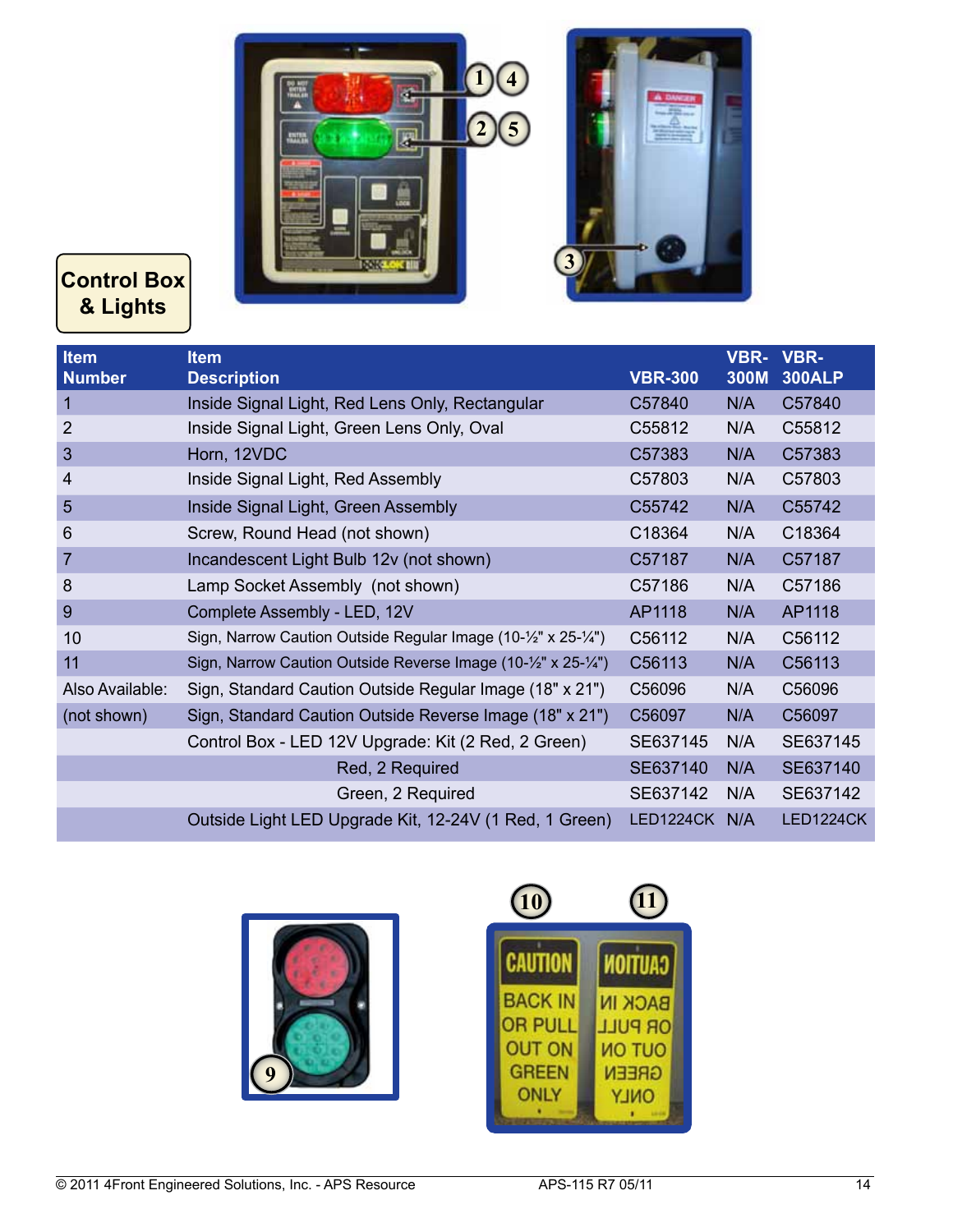## Control Box & Lights

| Item Number | Item Description | VBR-300 | VBR-300M | VBR-300ALP |
|---|---|---|---|---|
| 1 | Inside Signal Light, Red Lens Only, Rectangular | C57840 | N/A | C57840 |
| 2 | Inside Signal Light, Green Lens Only, Oval | C55812 | N/A | C55812 |
| 3 | Horn, 12VDC | C57383 | N/A | C57383 |
| 4 | Inside Signal Light, Red Assembly | C57803 | N/A | C57803 |
| 5 | Inside Signal Light, Green Assembly | C55742 | N/A | C55742 |
| 6 | Screw, Round Head (not shown) | C18364 | N/A | C18364 |
| 7 | Incandescent Light Bulb 12v (not shown) | C57187 | N/A | C57187 |
| 8 | Lamp Socket Assembly (not shown) | C57186 | N/A | C57186 |
| 9 | Complete Assembly - LED, 12V | AP1118 | N/A | AP1118 |
| 10 | Sign, Narrow Caution Outside Regular Image (10-½" x 25-¼") | C56112 | N/A | C56112 |
| 11 | Sign, Narrow Caution Outside Reverse Image (10-½" x 25-¼") | C56113 | N/A | C56113 |
| Also Available: | Sign, Standard Caution Outside Regular Image (18" x 21") | C56096 | N/A | C56096 |
| (not shown) | Sign, Standard Caution Outside Reverse Image (18" x 21") | C56097 | N/A | C56097 |
| | Control Box - LED 12V Upgrade: Kit (2 Red, 2 Green) | SE637145 | N/A | SE637145 |
| | Red, 2 Required | SE637140 | N/A | SE637140 |
| | Green, 2 Required | SE637142 | N/A | SE637142 |
| | Outside Light LED Upgrade Kit, 12-24V (1 Red, 1 Green) | LED1224CK | N/A | LED1224CK |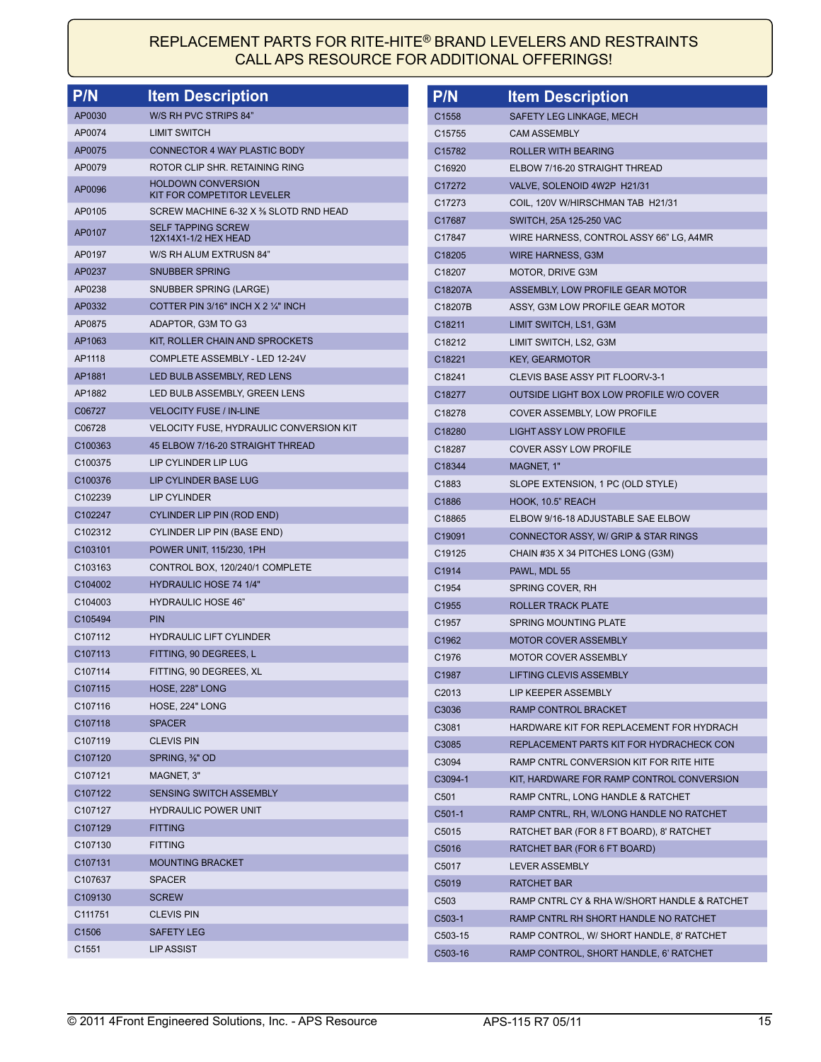REPLACEMENT PARTS FOR RITE-HITE® BRAND LEVELERS AND RESTRAINTS
CALL APS RESOURCE FOR ADDITIONAL OFFERINGS!

| P/N | Item Description |
|---|---|
| AP0030 | W/S RH PVC STRIPS 84" |
| AP0074 | LIMIT SWITCH |
| AP0075 | CONNECTOR 4 WAY PLASTIC BODY |
| AP0079 | ROTOR CLIP SHR. RETAINING RING |
| AP0096 | HOLDOWN CONVERSION KIT FOR COMPETITOR LEVELER |
| AP0105 | SCREW MACHINE 6-32 X ⅜ SLOTD RND HEAD |
| AP0107 | SELF TAPPING SCREW 12X14X1-1/2 HEX HEAD |
| AP0197 | W/S RH ALUM EXTRUSN 84" |
| AP0237 | SNUBBER SPRING |
| AP0238 | SNUBBER SPRING (LARGE) |
| AP0332 | COTTER PIN 3/16" INCH X 2 ¼" INCH |
| AP0875 | ADAPTOR, G3M TO G3 |
| AP1063 | KIT, ROLLER CHAIN AND SPROCKETS |
| AP1118 | COMPLETE ASSEMBLY - LED 12-24V |
| AP1881 | LED BULB ASSEMBLY, RED LENS |
| AP1882 | LED BULB ASSEMBLY, GREEN LENS |
| C06727 | VELOCITY FUSE / IN-LINE |
| C06728 | VELOCITY FUSE, HYDRAULIC CONVERSION KIT |
| C100363 | 45 ELBOW 7/16-20 STRAIGHT THREAD |
| C100375 | LIP CYLINDER LIP LUG |
| C100376 | LIP CYLINDER BASE LUG |
| C102239 | LIP CYLINDER |
| C102247 | CYLINDER LIP PIN (ROD END) |
| C102312 | CYLINDER LIP PIN (BASE END) |
| C103101 | POWER UNIT, 115/230, 1PH |
| C103163 | CONTROL BOX, 120/240/1 COMPLETE |
| C104002 | HYDRAULIC HOSE 74 1/4" |
| C104003 | HYDRAULIC HOSE 46" |
| C105494 | PIN |
| C107112 | HYDRAULIC LIFT CYLINDER |
| C107113 | FITTING, 90 DEGREES, L |
| C107114 | FITTING, 90 DEGREES, XL |
| C107115 | HOSE, 228" LONG |
| C107116 | HOSE, 224" LONG |
| C107118 | SPACER |
| C107119 | CLEVIS PIN |
| C107120 | SPRING, ⅜" OD |
| C107121 | MAGNET, 3" |
| C107122 | SENSING SWITCH ASSEMBLY |
| C107127 | HYDRAULIC POWER UNIT |
| C107129 | FITTING |
| C107130 | FITTING |
| C107131 | MOUNTING BRACKET |
| C107637 | SPACER |
| C109130 | SCREW |
| C111751 | CLEVIS PIN |
| C1506 | SAFETY LEG |
| C1551 | LIP ASSIST |
| C1558 | SAFETY LEG LINKAGE, MECH |
| C15755 | CAM ASSEMBLY |
| C15782 | ROLLER WITH BEARING |
| C16920 | ELBOW 7/16-20 STRAIGHT THREAD |
| C17272 | VALVE, SOLENOID 4W2P H21/31 |
| C17273 | COIL, 120V W/HIRSCHMAN TAB H21/31 |
| C17687 | SWITCH, 25A 125-250 VAC |
| C17847 | WIRE HARNESS, CONTROL ASSY 66" LG, A4MR |
| C18205 | WIRE HARNESS, G3M |
| C18207 | MOTOR, DRIVE G3M |
| C18207A | ASSEMBLY, LOW PROFILE GEAR MOTOR |
| C18207B | ASSY, G3M LOW PROFILE GEAR MOTOR |
| C18211 | LIMIT SWITCH, LS1, G3M |
| C18212 | LIMIT SWITCH, LS2, G3M |
| C18221 | KEY, GEARMOTOR |
| C18241 | CLEVIS BASE ASSY PIT FLOORV-3-1 |
| C18277 | OUTSIDE LIGHT BOX LOW PROFILE W/O COVER |
| C18278 | COVER ASSEMBLY, LOW PROFILE |
| C18280 | LIGHT ASSY LOW PROFILE |
| C18287 | COVER ASSY LOW PROFILE |
| C18344 | MAGNET, 1" |
| C1883 | SLOPE EXTENSION, 1 PC (OLD STYLE) |
| C1886 | HOOK, 10.5" REACH |
| C18865 | ELBOW 9/16-18 ADJUSTABLE SAE ELBOW |
| C19091 | CONNECTOR ASSY, W/ GRIP & STAR RINGS |
| C19125 | CHAIN #35 X 34 PITCHES LONG (G3M) |
| C1914 | PAWL, MDL 55 |
| C1954 | SPRING COVER, RH |
| C1955 | ROLLER TRACK PLATE |
| C1957 | SPRING MOUNTING PLATE |
| C1962 | MOTOR COVER ASSEMBLY |
| C1976 | MOTOR COVER ASSEMBLY |
| C1987 | LIFTING CLEVIS ASSEMBLY |
| C2013 | LIP KEEPER ASSEMBLY |
| C3036 | RAMP CONTROL BRACKET |
| C3081 | HARDWARE KIT FOR REPLACEMENT FOR HYDRACH |
| C3085 | REPLACEMENT PARTS KIT FOR HYDRACHECK CON |
| C3094 | RAMP CNTRL CONVERSION KIT FOR RITE HITE |
| C3094-1 | KIT, HARDWARE FOR RAMP CONTROL CONVERSION |
| C501 | RAMP CNTRL, LONG HANDLE & RATCHET |
| C501-1 | RAMP CNTRL, RH, W/LONG HANDLE NO RATCHET |
| C5015 | RATCHET BAR (FOR 8 FT BOARD), 8' RATCHET |
| C5016 | RATCHET BAR (FOR 6 FT BOARD) |
| C5017 | LEVER ASSEMBLY |
| C5019 | RATCHET BAR |
| C503 | RAMP CNTRL CY & RHA W/SHORT HANDLE & RATCHET |
| C503-1 | RAMP CNTRL RH SHORT HANDLE NO RATCHET |
| C503-15 | RAMP CONTROL, W/ SHORT HANDLE, 8' RATCHET |
| C503-16 | RAMP CONTROL, SHORT HANDLE, 6' RATCHET |

© 2011 4Front Engineered Solutions, Inc. - APS Resource    APS-115 R7 05/11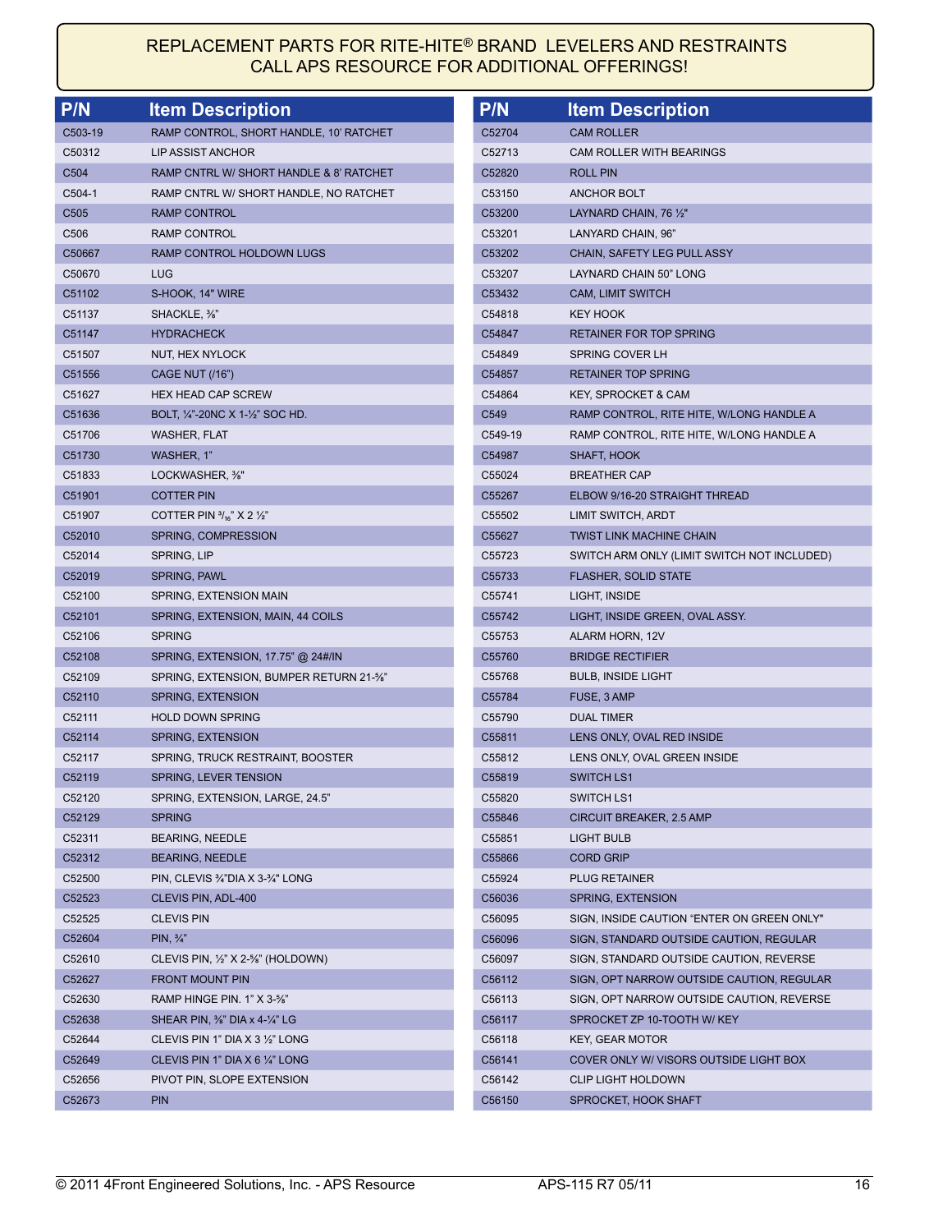# REPLACEMENT PARTS FOR RITE-HITE® BRAND LEVELERS AND RESTRAINTS
CALL APS RESOURCE FOR ADDITIONAL OFFERINGS!

| P/N | Item Description |
|---|---|
| C503-19 | RAMP CONTROL, SHORT HANDLE, 10' RATCHET |
| C50312 | LIP ASSIST ANCHOR |
| C504 | RAMP CNTRL W/ SHORT HANDLE & 8' RATCHET |
| C504-1 | RAMP CNTRL W/ SHORT HANDLE, NO RATCHET |
| C505 | RAMP CONTROL |
| C506 | RAMP CONTROL |
| C50667 | RAMP CONTROL HOLDOWN LUGS |
| C50670 | LUG |
| C51102 | S-HOOK, 14" WIRE |
| C51137 | SHACKLE, ⅜" |
| C51147 | HYDRACHECK |
| C51507 | NUT, HEX NYLOCK |
| C51556 | CAGE NUT (/16") |
| C51627 | HEX HEAD CAP SCREW |
| C51636 | BOLT, ¼"-20NC X 1-½" SOC HD. |
| C51706 | WASHER, FLAT |
| C51730 | WASHER, 1" |
| C51833 | LOCKWASHER, ⅜" |
| C51901 | COTTER PIN |
| C51907 | COTTER PIN 3/16" X 2 ½" |
| C52010 | SPRING, COMPRESSION |
| C52014 | SPRING, LIP |
| C52019 | SPRING, PAWL |
| C52100 | SPRING, EXTENSION MAIN |
| C52101 | SPRING, EXTENSION, MAIN, 44 COILS |
| C52106 | SPRING |
| C52108 | SPRING, EXTENSION, 17.75" @ 24#/IN |
| C52109 | SPRING, EXTENSION, BUMPER RETURN 21-⅝" |
| C52110 | SPRING, EXTENSION |
| C52111 | HOLD DOWN SPRING |
| C52114 | SPRING, EXTENSION |
| C52117 | SPRING, TRUCK RESTRAINT, BOOSTER |
| C52119 | SPRING, LEVER TENSION |
| C52120 | SPRING, EXTENSION, LARGE, 24.5" |
| C52129 | SPRING |
| C52311 | BEARING, NEEDLE |
| C52312 | BEARING, NEEDLE |
| C52500 | PIN, CLEVIS ¾"DIA X 3-¾" LONG |
| C52523 | CLEVIS PIN, ADL-400 |
| C52525 | CLEVIS PIN |
| C52604 | PIN, ¾" |
| C52610 | CLEVIS PIN, ½" X 2-⅝" (HOLDOWN) |
| C52627 | FRONT MOUNT PIN |
| C52630 | RAMP HINGE PIN. 1" X 3-⅝" |
| C52638 | SHEAR PIN, ⅜" DIA x 4-¼" LG |
| C52644 | CLEVIS PIN 1" DIA X 3 ½" LONG |
| C52649 | CLEVIS PIN 1" DIA X 6 ¼" LONG |
| C52656 | PIVOT PIN, SLOPE EXTENSION |
| C52673 | PIN |
| C52704 | CAM ROLLER |
| C52713 | CAM ROLLER WITH BEARINGS |
| C52820 | ROLL PIN |
| C53150 | ANCHOR BOLT |
| C53200 | LAYNARD CHAIN, 76 ½" |
| C53201 | LANYARD CHAIN, 96" |
| C53202 | CHAIN, SAFETY LEG PULL ASSY |
| C53207 | LAYNARD CHAIN 50" LONG |
| C53432 | CAM, LIMIT SWITCH |
| C54818 | KEY HOOK |
| C54847 | RETAINER FOR TOP SPRING |
| C54849 | SPRING COVER LH |
| C54857 | RETAINER TOP SPRING |
| C54864 | KEY, SPROCKET & CAM |
| C549 | RAMP CONTROL, RITE HITE, W/LONG HANDLE A |
| C549-19 | RAMP CONTROL, RITE HITE, W/LONG HANDLE A |
| C54987 | SHAFT, HOOK |
| C55024 | BREATHER CAP |
| C55267 | ELBOW 9/16-20 STRAIGHT THREAD |
| C55502 | LIMIT SWITCH, ARDT |
| C55627 | TWIST LINK MACHINE CHAIN |
| C55723 | SWITCH ARM ONLY (LIMIT SWITCH NOT INCLUDED) |
| C55733 | FLASHER, SOLID STATE |
| C55741 | LIGHT, INSIDE |
| C55742 | LIGHT, INSIDE GREEN, OVAL ASSY. |
| C55753 | ALARM HORN, 12V |
| C55760 | BRIDGE RECTIFIER |
| C55768 | BULB, INSIDE LIGHT |
| C55784 | FUSE, 3 AMP |
| C55790 | DUAL TIMER |
| C55811 | LENS ONLY, OVAL RED INSIDE |
| C55812 | LENS ONLY, OVAL GREEN INSIDE |
| C55819 | SWITCH LS1 |
| C55820 | SWITCH LS1 |
| C55846 | CIRCUIT BREAKER, 2.5 AMP |
| C55851 | LIGHT BULB |
| C55866 | CORD GRIP |
| C55924 | PLUG RETAINER |
| C56036 | SPRING, EXTENSION |
| C56095 | SIGN, INSIDE CAUTION "ENTER ON GREEN ONLY" |
| C56096 | SIGN, STANDARD OUTSIDE CAUTION, REGULAR |
| C56097 | SIGN, STANDARD OUTSIDE CAUTION, REVERSE |
| C56112 | SIGN, OPT NARROW OUTSIDE CAUTION, REGULAR |
| C56113 | SIGN, OPT NARROW OUTSIDE CAUTION, REVERSE |
| C56117 | SPROCKET ZP 10-TOOTH W/ KEY |
| C56118 | KEY, GEAR MOTOR |
| C56141 | COVER ONLY W/ VISORS OUTSIDE LIGHT BOX |
| C56142 | CLIP LIGHT HOLDOWN |
| C56150 | SPROCKET, HOOK SHAFT |

© 2011 4Front Engineered Solutions, Inc. - APS Resource APS-115 R7 05/11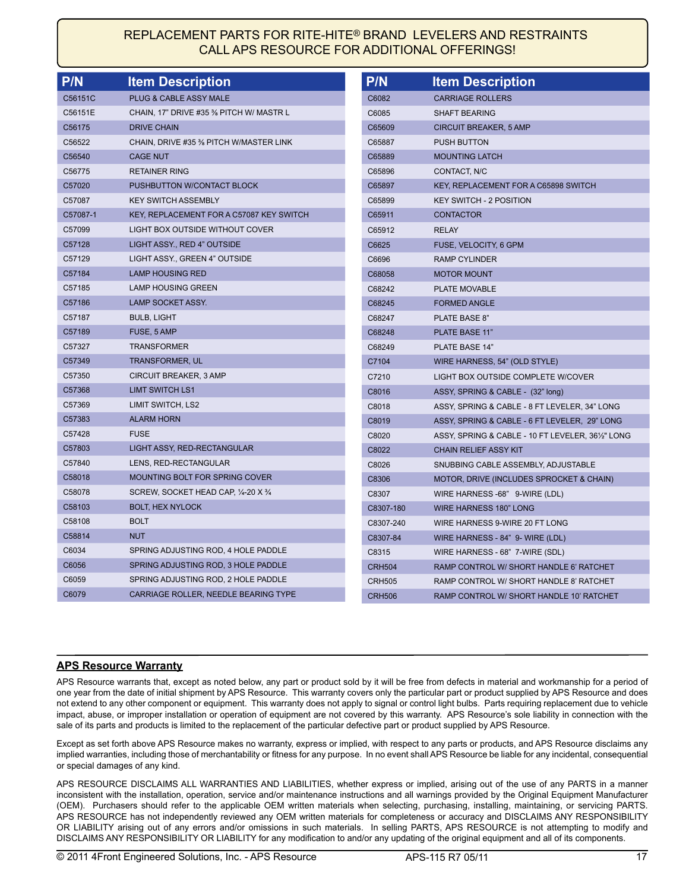REPLACEMENT PARTS FOR RITE-HITE® BRAND LEVELERS AND RESTRAINTS
CALL APS RESOURCE FOR ADDITIONAL OFFERINGS!

| P/N | Item Description |
|---|---|
| C56151C | PLUG & CABLE ASSY MALE |
| C56151E | CHAIN, 17" DRIVE #35 ⅜ PITCH W/ MASTR L |
| C56175 | DRIVE CHAIN |
| C56522 | CHAIN, DRIVE #35 ⅜ PITCH W/MASTER LINK |
| C56540 | CAGE NUT |
| C56775 | RETAINER RING |
| C57020 | PUSHBUTTON W/CONTACT BLOCK |
| C57087 | KEY SWITCH ASSEMBLY |
| C57087-1 | KEY, REPLACEMENT FOR A C57087 KEY SWITCH |
| C57099 | LIGHT BOX OUTSIDE WITHOUT COVER |
| C57128 | LIGHT ASSY., RED 4" OUTSIDE |
| C57129 | LIGHT ASSY., GREEN 4" OUTSIDE |
| C57184 | LAMP HOUSING RED |
| C57185 | LAMP HOUSING GREEN |
| C57186 | LAMP SOCKET ASSY. |
| C57187 | BULB, LIGHT |
| C57189 | FUSE, 5 AMP |
| C57327 | TRANSFORMER |
| C57349 | TRANSFORMER, UL |
| C57350 | CIRCUIT BREAKER, 3 AMP |
| C57368 | LIMT SWITCH LS1 |
| C57369 | LIMIT SWITCH, LS2 |
| C57383 | ALARM HORN |
| C57428 | FUSE |
| C57803 | LIGHT ASSY, RED-RECTANGULAR |
| C57840 | LENS, RED-RECTANGULAR |
| C58018 | MOUNTING BOLT FOR SPRING COVER |
| C58078 | SCREW, SOCKET HEAD CAP, ¼-20 X ¾ |
| C58103 | BOLT, HEX NYLOCK |
| C58108 | BOLT |
| C58814 | NUT |
| C6034 | SPRING ADJUSTING ROD, 4 HOLE PADDLE |
| C6056 | SPRING ADJUSTING ROD, 3 HOLE PADDLE |
| C6059 | SPRING ADJUSTING ROD, 2 HOLE PADDLE |
| C6079 | CARRIAGE ROLLER, NEEDLE BEARING TYPE |
| C6082 | CARRIAGE ROLLERS |
| C6085 | SHAFT BEARING |
| C65609 | CIRCUIT BREAKER, 5 AMP |
| C65887 | PUSH BUTTON |
| C65889 | MOUNTING LATCH |
| C65896 | CONTACT, N/C |
| C65897 | KEY, REPLACEMENT FOR A C65898 SWITCH |
| C65899 | KEY SWITCH - 2 POSITION |
| C65911 | CONTACTOR |
| C65912 | RELAY |
| C6625 | FUSE, VELOCITY, 6 GPM |
| C6696 | RAMP CYLINDER |
| C68058 | MOTOR MOUNT |
| C68242 | PLATE MOVABLE |
| C68245 | FORMED ANGLE |
| C68247 | PLATE BASE 8" |
| C68248 | PLATE BASE 11" |
| C68249 | PLATE BASE 14" |
| C7104 | WIRE HARNESS, 54" (OLD STYLE) |
| C7210 | LIGHT BOX OUTSIDE COMPLETE W/COVER |
| C8016 | ASSY, SPRING & CABLE - (32" long) |
| C8018 | ASSY, SPRING & CABLE - 8 FT LEVELER, 34" LONG |
| C8019 | ASSY, SPRING & CABLE - 6 FT LEVELER, 29" LONG |
| C8020 | ASSY, SPRING & CABLE - 10 FT LEVELER, 36½" LONG |
| C8022 | CHAIN RELIEF ASSY KIT |
| C8026 | SNUBBING CABLE ASSEMBLY, ADJUSTABLE |
| C8306 | MOTOR, DRIVE (INCLUDES SPROCKET & CHAIN) |
| C8307 | WIRE HARNESS -68" 9-WIRE (LDL) |
| C8307-180 | WIRE HARNESS 180" LONG |
| C8307-240 | WIRE HARNESS 9-WIRE 20 FT LONG |
| C8307-84 | WIRE HARNESS - 84" 9- WIRE (LDL) |
| C8315 | WIRE HARNESS - 68" 7-WIRE (SDL) |
| CRH504 | RAMP CONTROL W/ SHORT HANDLE 6' RATCHET |
| CRH505 | RAMP CONTROL W/ SHORT HANDLE 8' RATCHET |
| CRH506 | RAMP CONTROL W/ SHORT HANDLE 10' RATCHET |

## APS Resource Warranty

APS Resource warrants that, except as noted below, any part or product sold by it will be free from defects in material and workmanship for a period of one year from the date of initial shipment by APS Resource. This warranty covers only the particular part or product supplied by APS Resource and does not extend to any other component or equipment. This warranty does not apply to signal or control light bulbs. Parts requiring replacement due to vehicle impact, abuse, or improper installation or operation of equipment are not covered by this warranty. APS Resource's sole liability in connection with the sale of its parts and products is limited to the replacement of the particular defective part or product supplied by APS Resource.

Except as set forth above APS Resource makes no warranty, express or implied, with respect to any parts or products, and APS Resource disclaims any implied warranties, including those of merchantability or fitness for any purpose. In no event shall APS Resource be liable for any incidental, consequential or special damages of any kind.

APS RESOURCE DISCLAIMS ALL WARRANTIES AND LIABILITIES, whether express or implied, arising out of the use of any PARTS in a manner inconsistent with the installation, operation, service and/or maintenance instructions and all warnings provided by the Original Equipment Manufacturer (OEM). Purchasers should refer to the applicable OEM written materials when selecting, purchasing, installing, maintaining, or servicing PARTS. APS RESOURCE has not independently reviewed any OEM written materials for completeness or accuracy and DISCLAIMS ANY RESPONSIBILITY OR LIABILITY arising out of any errors and/or omissions in such materials. In selling PARTS, APS RESOURCE is not attempting to modify and DISCLAIMS ANY RESPONSIBILITY OR LIABILITY for any modification to and/or any updating of the original equipment and all of its components.

© 2011 4Front Engineered Solutions, Inc. - APS Resource APS-115 R7 05/11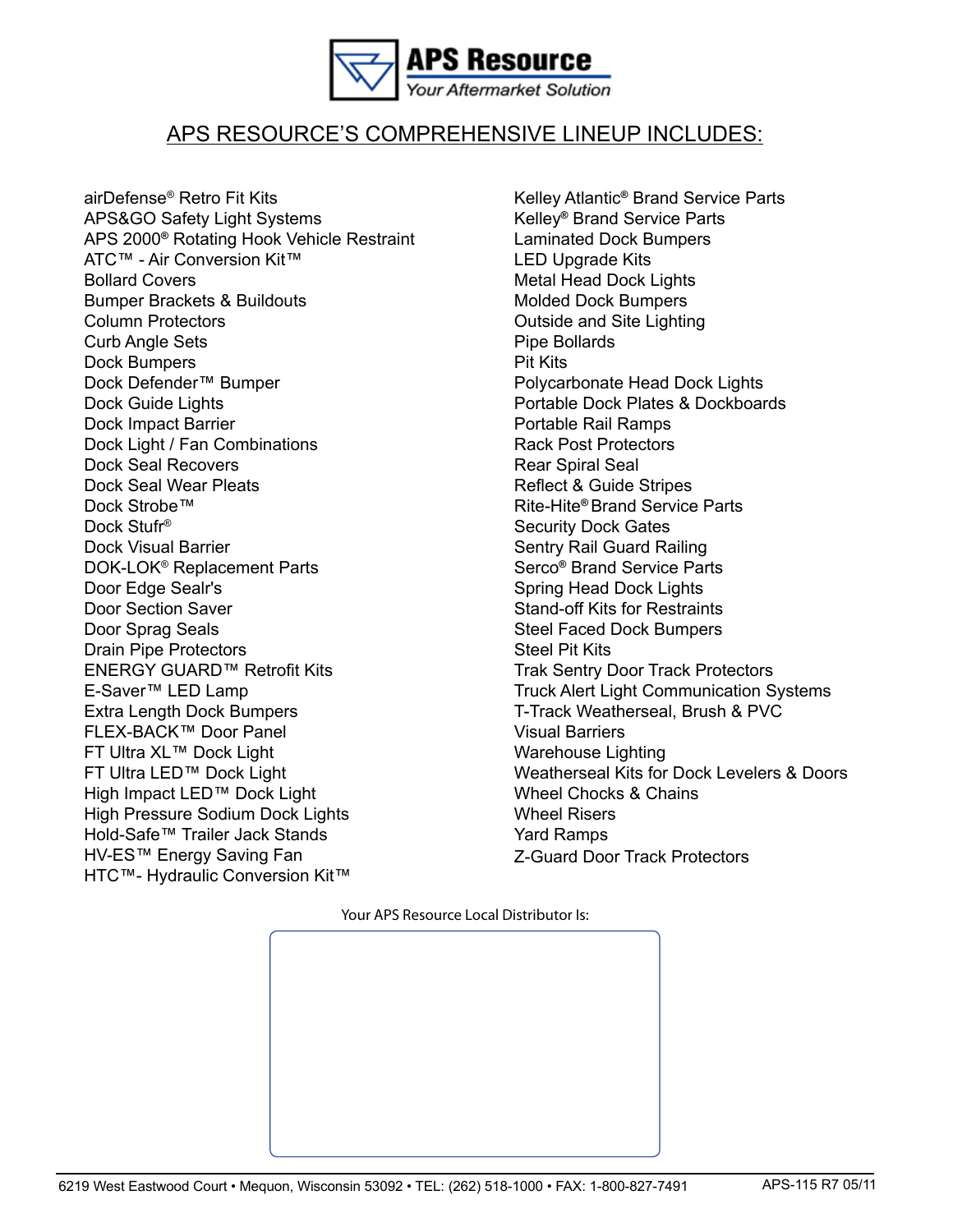**APS Resource**

*Your Aftermarket Solution*

# APS RESOURCE'S COMPREHENSIVE LINEUP INCLUDES:

- airDefense® Retro Fit Kits
- APS&GO Safety Light Systems
- APS 2000® Rotating Hook Vehicle Restraint
- ATC™ - Air Conversion Kit™
- Bollard Covers
- Bumper Brackets & Buildouts
- Column Protectors
- Curb Angle Sets
- Dock Bumpers
- Dock Defender™ Bumper
- Dock Guide Lights
- Dock Impact Barrier
- Dock Light / Fan Combinations
- Dock Seal Recovers
- Dock Seal Wear Pleats
- Dock Strobe™
- Dock Stufr®
- Dock Visual Barrier
- DOK-LOK® Replacement Parts
- Door Edge Sealr's
- Door Section Saver
- Door Sprag Seals
- Drain Pipe Protectors
- ENERGY GUARD™ Retrofit Kits
- E-Saver™ LED Lamp
- Extra Length Dock Bumpers
- FLEX-BACK™ Door Panel
- FT Ultra XL™ Dock Light
- FT Ultra LED™ Dock Light
- High Impact LED™ Dock Light
- High Pressure Sodium Dock Lights
- Hold-Safe™ Trailer Jack Stands
- HV-ES™ Energy Saving Fan
- HTC™- Hydraulic Conversion Kit™
- Kelley Atlantic® Brand Service Parts
- Kelley® Brand Service Parts
- Laminated Dock Bumpers
- LED Upgrade Kits
- Metal Head Dock Lights
- Molded Dock Bumpers
- Outside and Site Lighting
- Pipe Bollards
- Pit Kits
- Polycarbonate Head Dock Lights
- Portable Dock Plates & Dockboards
- Portable Rail Ramps
- Rack Post Protectors
- Rear Spiral Seal
- Reflect & Guide Stripes
- Rite-Hite® Brand Service Parts
- Security Dock Gates
- Sentry Rail Guard Railing
- Serco® Brand Service Parts
- Spring Head Dock Lights
- Stand-off Kits for Restraints
- Steel Faced Dock Bumpers
- Steel Pit Kits
- Trak Sentry Door Track Protectors
- Truck Alert Light Communication Systems
- T-Track Weatherseal, Brush & PVC
- Visual Barriers
- Warehouse Lighting
- Weatherseal Kits for Dock Levelers & Doors
- Wheel Chocks & Chains
- Wheel Risers
- Yard Ramps
- Z-Guard Door Track Protectors

Your APS Resource Local Distributor Is:

6219 West Eastwood Court • Mequon, Wisconsin 53092 • TEL: (262) 518-1000 • FAX: 1-800-827-7491

APS-115 R7 05/11